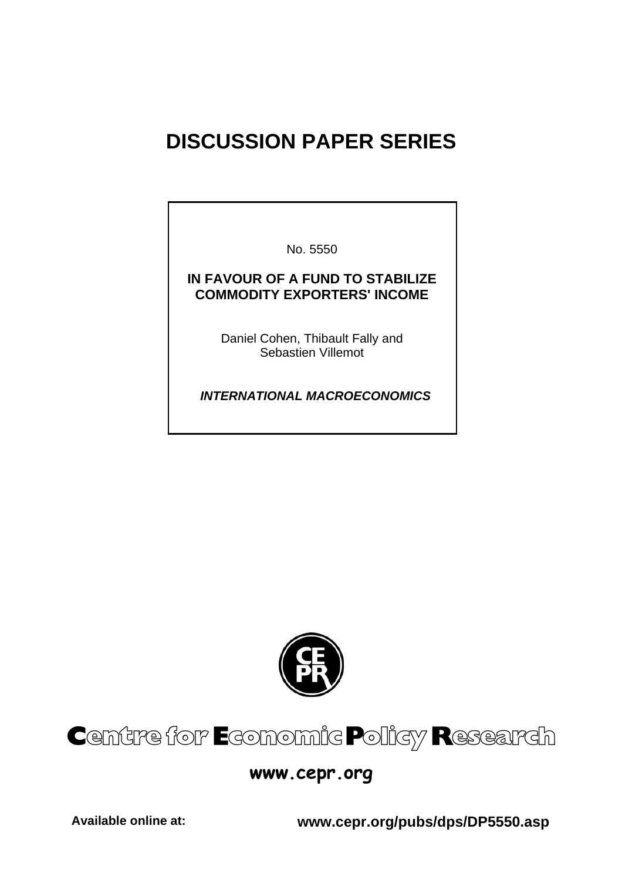# DISCUSSION PAPER SERIES

No. 5550

**IN FAVOUR OF A FUND TO STABILIZE COMMODITY EXPORTERS' INCOME**

Daniel Cohen, Thibault Fally and Sebastien Villemot

***INTERNATIONAL MACROECONOMICS***

**Centre for Economic Policy Research**

**www.cepr.org**

**Available online at:** **www.cepr.org/pubs/dps/DP5550.asp**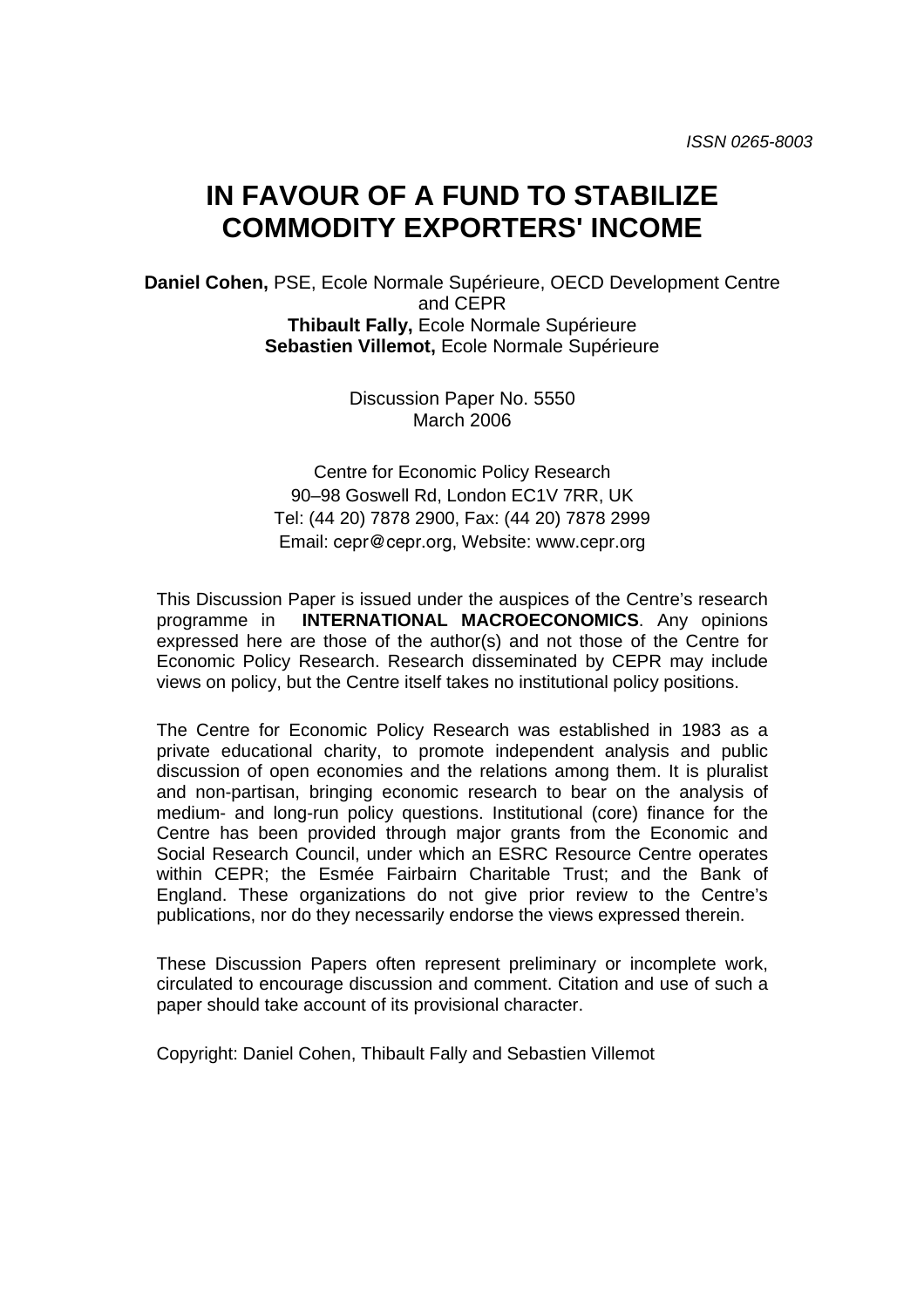*ISSN 0265-8003*

# IN FAVOUR OF A FUND TO STABILIZE COMMODITY EXPORTERS' INCOME

**Daniel Cohen,** PSE, Ecole Normale Supérieure, OECD Development Centre and CEPR
**Thibault Fally,** Ecole Normale Supérieure
**Sebastien Villemot,** Ecole Normale Supérieure

Discussion Paper No. 5550
March 2006

Centre for Economic Policy Research
90–98 Goswell Rd, London EC1V 7RR, UK
Tel: (44 20) 7878 2900, Fax: (44 20) 7878 2999
Email: cepr@cepr.org, Website: www.cepr.org

This Discussion Paper is issued under the auspices of the Centre's research programme in **INTERNATIONAL MACROECONOMICS**. Any opinions expressed here are those of the author(s) and not those of the Centre for Economic Policy Research. Research disseminated by CEPR may include views on policy, but the Centre itself takes no institutional policy positions.

The Centre for Economic Policy Research was established in 1983 as a private educational charity, to promote independent analysis and public discussion of open economies and the relations among them. It is pluralist and non-partisan, bringing economic research to bear on the analysis of medium- and long-run policy questions. Institutional (core) finance for the Centre has been provided through major grants from the Economic and Social Research Council, under which an ESRC Resource Centre operates within CEPR; the Esmée Fairbairn Charitable Trust; and the Bank of England. These organizations do not give prior review to the Centre's publications, nor do they necessarily endorse the views expressed therein.

These Discussion Papers often represent preliminary or incomplete work, circulated to encourage discussion and comment. Citation and use of such a paper should take account of its provisional character.

Copyright: Daniel Cohen, Thibault Fally and Sebastien Villemot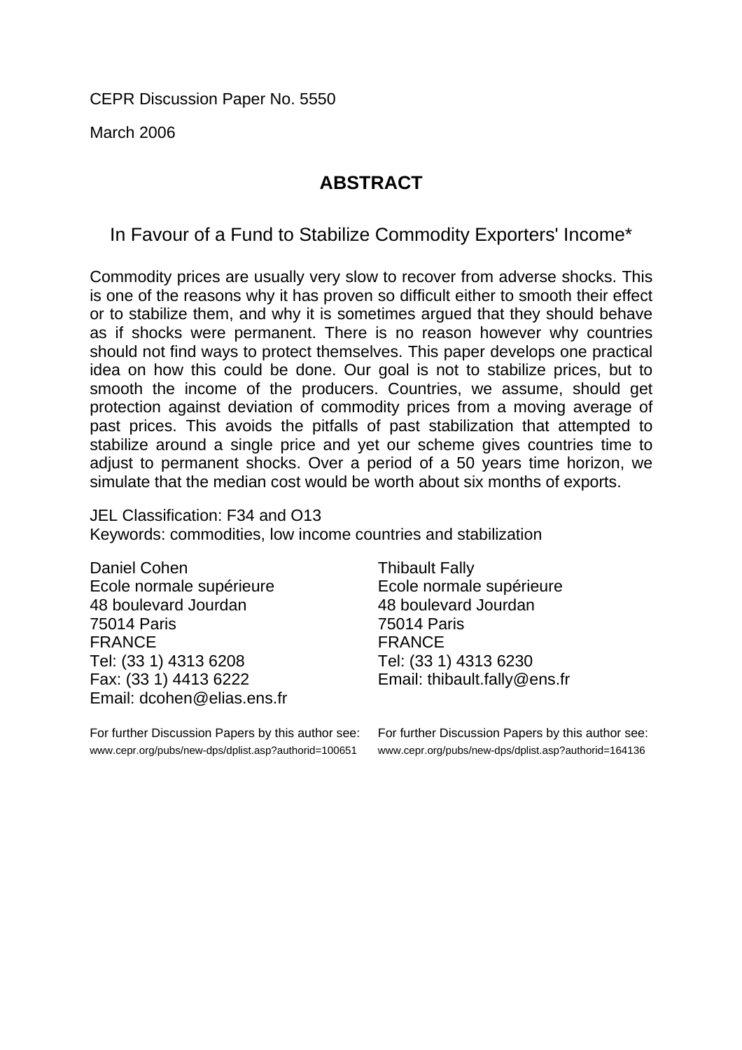CEPR Discussion Paper No. 5550

March 2006

## ABSTRACT

### In Favour of a Fund to Stabilize Commodity Exporters' Income*

Commodity prices are usually very slow to recover from adverse shocks. This is one of the reasons why it has proven so difficult either to smooth their effect or to stabilize them, and why it is sometimes argued that they should behave as if shocks were permanent. There is no reason however why countries should not find ways to protect themselves. This paper develops one practical idea on how this could be done. Our goal is not to stabilize prices, but to smooth the income of the producers. Countries, we assume, should get protection against deviation of commodity prices from a moving average of past prices. This avoids the pitfalls of past stabilization that attempted to stabilize around a single price and yet our scheme gives countries time to adjust to permanent shocks. Over a period of a 50 years time horizon, we simulate that the median cost would be worth about six months of exports.

JEL Classification: F34 and O13
Keywords: commodities, low income countries and stabilization

Daniel Cohen
Ecole normale supérieure
48 boulevard Jourdan
75014 Paris
FRANCE
Tel: (33 1) 4313 6208
Fax: (33 1) 4413 6222
Email: dcohen@elias.ens.fr

For further Discussion Papers by this author see:
www.cepr.org/pubs/new-dps/dplist.asp?authorid=100651

Thibault Fally
Ecole normale supérieure
48 boulevard Jourdan
75014 Paris
FRANCE
Tel: (33 1) 4313 6230
Email: thibault.fally@ens.fr

For further Discussion Papers by this author see:
www.cepr.org/pubs/new-dps/dplist.asp?authorid=164136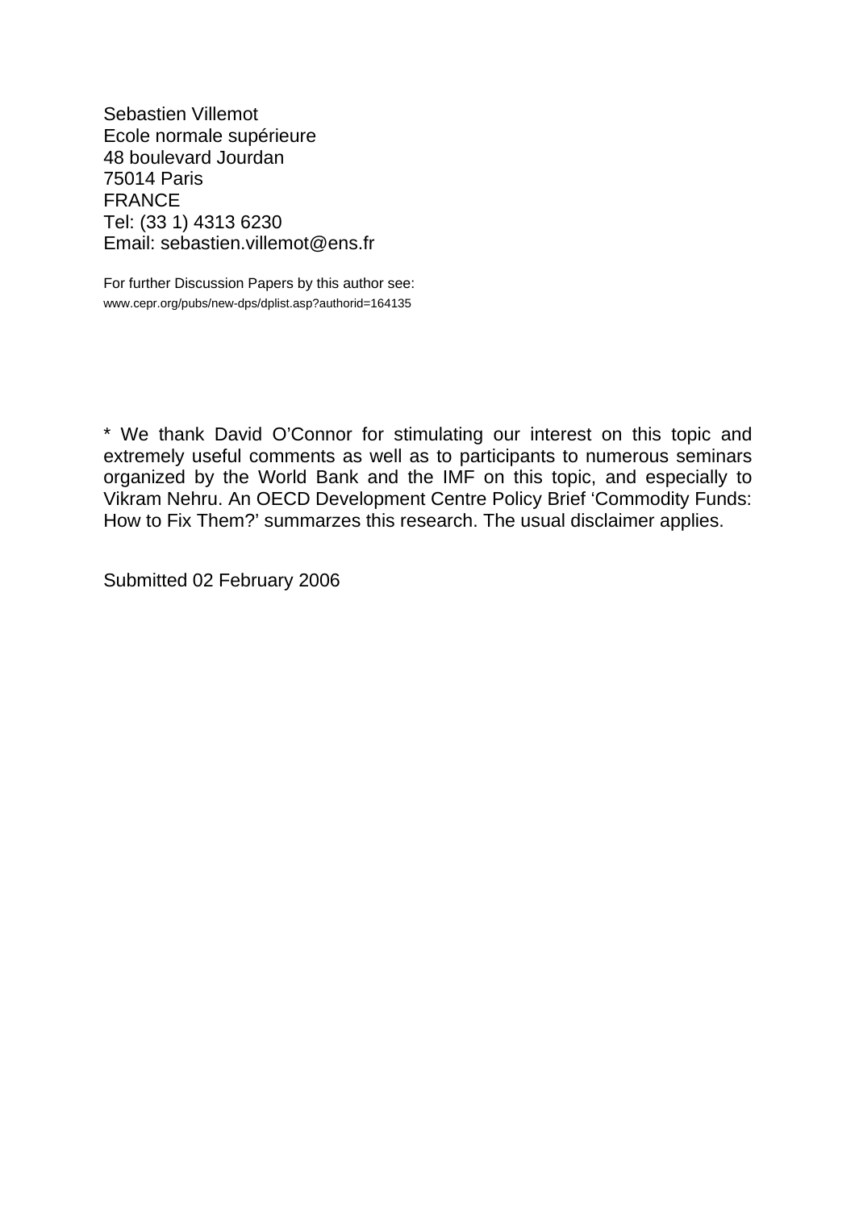Sebastien Villemot  
Ecole normale supérieure  
48 boulevard Jourdan  
75014 Paris  
FRANCE  
Tel: (33 1) 4313 6230  
Email: sebastien.villemot@ens.fr

For further Discussion Papers by this author see:  
www.cepr.org/pubs/new-dps/dplist.asp?authorid=164135

* We thank David O'Connor for stimulating our interest on this topic and extremely useful comments as well as to participants to numerous seminars organized by the World Bank and the IMF on this topic, and especially to Vikram Nehru. An OECD Development Centre Policy Brief 'Commodity Funds: How to Fix Them?' summarzes this research. The usual disclaimer applies.

Submitted 02 February 2006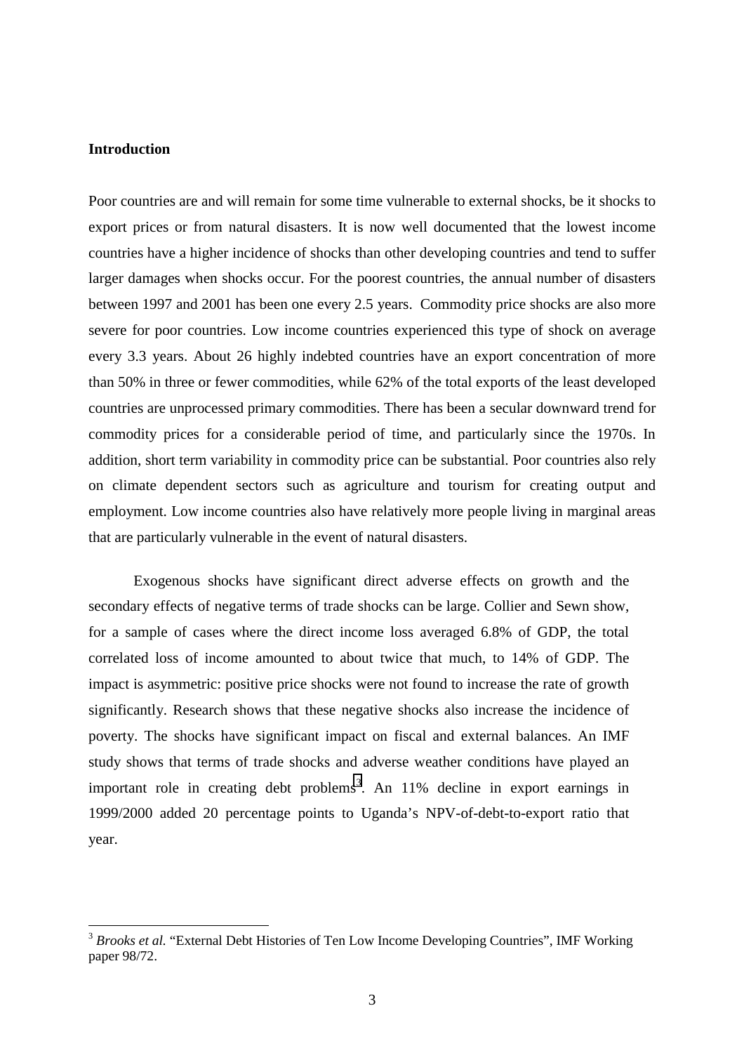**Introduction**

Poor countries are and will remain for some time vulnerable to external shocks, be it shocks to export prices or from natural disasters. It is now well documented that the lowest income countries have a higher incidence of shocks than other developing countries and tend to suffer larger damages when shocks occur. For the poorest countries, the annual number of disasters between 1997 and 2001 has been one every 2.5 years. Commodity price shocks are also more severe for poor countries. Low income countries experienced this type of shock on average every 3.3 years. About 26 highly indebted countries have an export concentration of more than 50% in three or fewer commodities, while 62% of the total exports of the least developed countries are unprocessed primary commodities. There has been a secular downward trend for commodity prices for a considerable period of time, and particularly since the 1970s. In addition, short term variability in commodity price can be substantial. Poor countries also rely on climate dependent sectors such as agriculture and tourism for creating output and employment. Low income countries also have relatively more people living in marginal areas that are particularly vulnerable in the event of natural disasters.

Exogenous shocks have significant direct adverse effects on growth and the secondary effects of negative terms of trade shocks can be large. Collier and Sewn show, for a sample of cases where the direct income loss averaged 6.8% of GDP, the total correlated loss of income amounted to about twice that much, to 14% of GDP. The impact is asymmetric: positive price shocks were not found to increase the rate of growth significantly. Research shows that these negative shocks also increase the incidence of poverty. The shocks have significant impact on fiscal and external balances. An IMF study shows that terms of trade shocks and adverse weather conditions have played an important role in creating debt problems[3]. An 11% decline in export earnings in 1999/2000 added 20 percentage points to Uganda's NPV-of-debt-to-export ratio that year.

---

[3] *Brooks et al.* "External Debt Histories of Ten Low Income Developing Countries", IMF Working paper 98/72.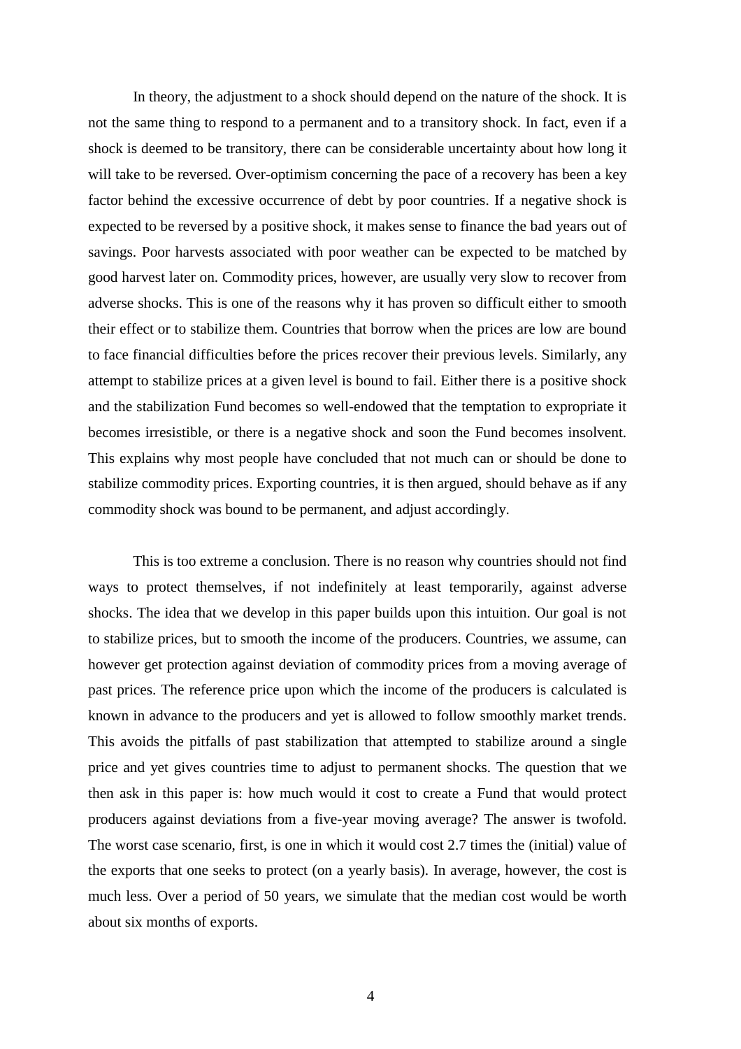In theory, the adjustment to a shock should depend on the nature of the shock. It is not the same thing to respond to a permanent and to a transitory shock. In fact, even if a shock is deemed to be transitory, there can be considerable uncertainty about how long it will take to be reversed. Over-optimism concerning the pace of a recovery has been a key factor behind the excessive occurrence of debt by poor countries. If a negative shock is expected to be reversed by a positive shock, it makes sense to finance the bad years out of savings. Poor harvests associated with poor weather can be expected to be matched by good harvest later on. Commodity prices, however, are usually very slow to recover from adverse shocks. This is one of the reasons why it has proven so difficult either to smooth their effect or to stabilize them. Countries that borrow when the prices are low are bound to face financial difficulties before the prices recover their previous levels. Similarly, any attempt to stabilize prices at a given level is bound to fail. Either there is a positive shock and the stabilization Fund becomes so well-endowed that the temptation to expropriate it becomes irresistible, or there is a negative shock and soon the Fund becomes insolvent. This explains why most people have concluded that not much can or should be done to stabilize commodity prices. Exporting countries, it is then argued, should behave as if any commodity shock was bound to be permanent, and adjust accordingly.

This is too extreme a conclusion. There is no reason why countries should not find ways to protect themselves, if not indefinitely at least temporarily, against adverse shocks. The idea that we develop in this paper builds upon this intuition. Our goal is not to stabilize prices, but to smooth the income of the producers. Countries, we assume, can however get protection against deviation of commodity prices from a moving average of past prices. The reference price upon which the income of the producers is calculated is known in advance to the producers and yet is allowed to follow smoothly market trends. This avoids the pitfalls of past stabilization that attempted to stabilize around a single price and yet gives countries time to adjust to permanent shocks. The question that we then ask in this paper is: how much would it cost to create a Fund that would protect producers against deviations from a five-year moving average? The answer is twofold. The worst case scenario, first, is one in which it would cost 2.7 times the (initial) value of the exports that one seeks to protect (on a yearly basis). In average, however, the cost is much less. Over a period of 50 years, we simulate that the median cost would be worth about six months of exports.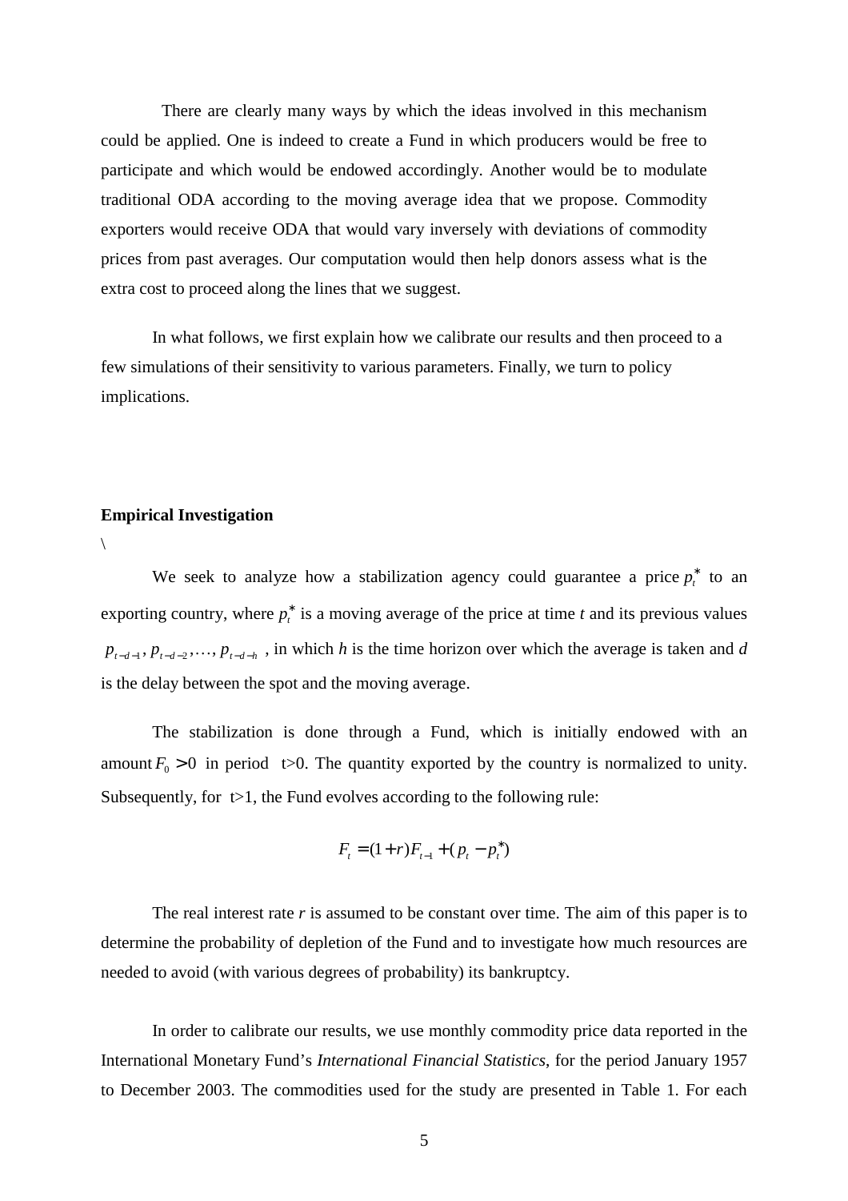There are clearly many ways by which the ideas involved in this mechanism could be applied. One is indeed to create a Fund in which producers would be free to participate and which would be endowed accordingly. Another would be to modulate traditional ODA according to the moving average idea that we propose. Commodity exporters would receive ODA that would vary inversely with deviations of commodity prices from past averages. Our computation would then help donors assess what is the extra cost to proceed along the lines that we suggest.

In what follows, we first explain how we calibrate our results and then proceed to a few simulations of their sensitivity to various parameters. Finally, we turn to policy implications.

**Empirical Investigation**

\

We seek to analyze how a stabilization agency could guarantee a price $p_t^*$ to an exporting country, where $p_t^*$ is a moving average of the price at time *t* and its previous values $p_{t-d-1}, p_{t-d-2}, \ldots, p_{t-d-h}$ , in which *h* is the time horizon over which the average is taken and *d* is the delay between the spot and the moving average.

The stabilization is done through a Fund, which is initially endowed with an amount $F_0 > 0$ in period t>0. The quantity exported by the country is normalized to unity. Subsequently, for t>1, the Fund evolves according to the following rule:

$$F_t = (1+r)F_{t-1} + (p_t - p_t^*)$$

The real interest rate *r* is assumed to be constant over time. The aim of this paper is to determine the probability of depletion of the Fund and to investigate how much resources are needed to avoid (with various degrees of probability) its bankruptcy.

In order to calibrate our results, we use monthly commodity price data reported in the International Monetary Fund's *International Financial Statistics*, for the period January 1957 to December 2003. The commodities used for the study are presented in Table 1. For each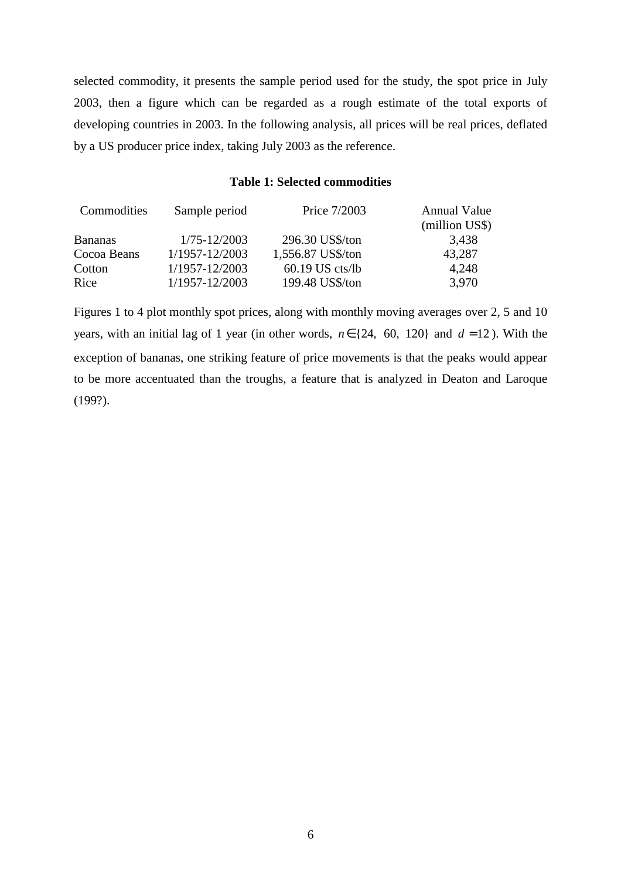selected commodity, it presents the sample period used for the study, the spot price in July 2003, then a figure which can be regarded as a rough estimate of the total exports of developing countries in 2003. In the following analysis, all prices will be real prices, deflated by a US producer price index, taking July 2003 as the reference.

**Table 1: Selected commodities**

| Commodities | Sample period | Price 7/2003 | Annual Value (million US$) |
|---|---|---|---|
| Bananas | 1/75-12/2003 | 296.30 US$/ton | 3,438 |
| Cocoa Beans | 1/1957-12/2003 | 1,556.87 US$/ton | 43,287 |
| Cotton | 1/1957-12/2003 | 60.19 US cts/lb | 4,248 |
| Rice | 1/1957-12/2003 | 199.48 US$/ton | 3,970 |

Figures 1 to 4 plot monthly spot prices, along with monthly moving averages over 2, 5 and 10 years, with an initial lag of 1 year (in other words, $n \in \{24, 60, 120\}$ and $d = 12$). With the exception of bananas, one striking feature of price movements is that the peaks would appear to be more accentuated than the troughs, a feature that is analyzed in Deaton and Laroque (199?).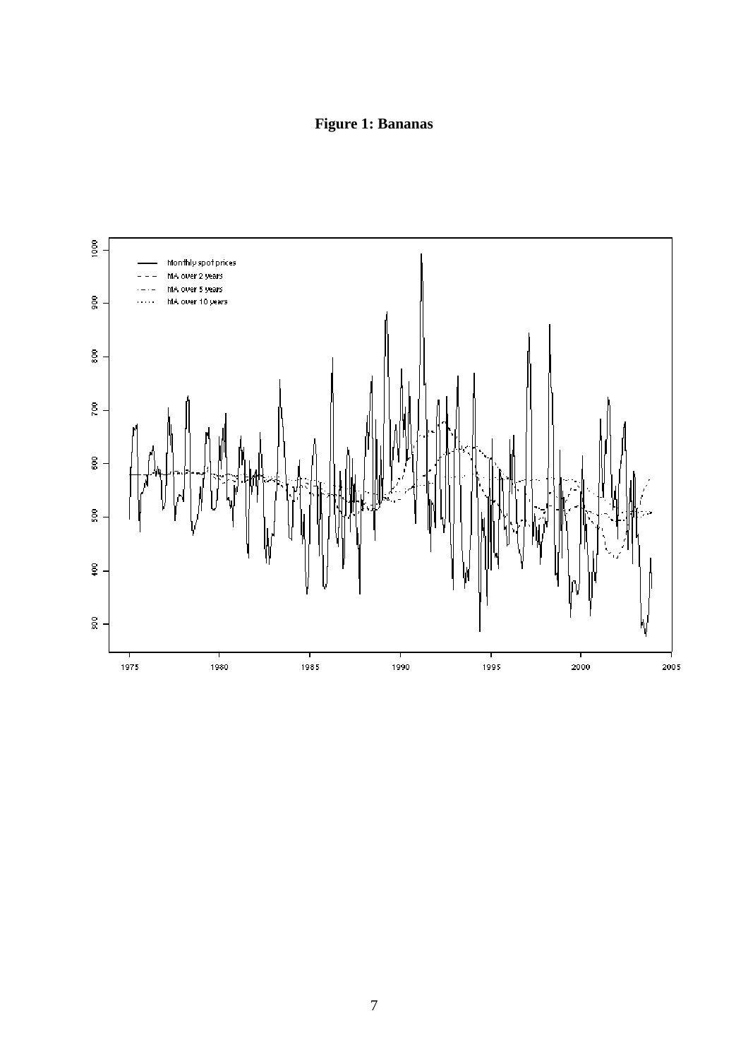**Figure 1: Bananas**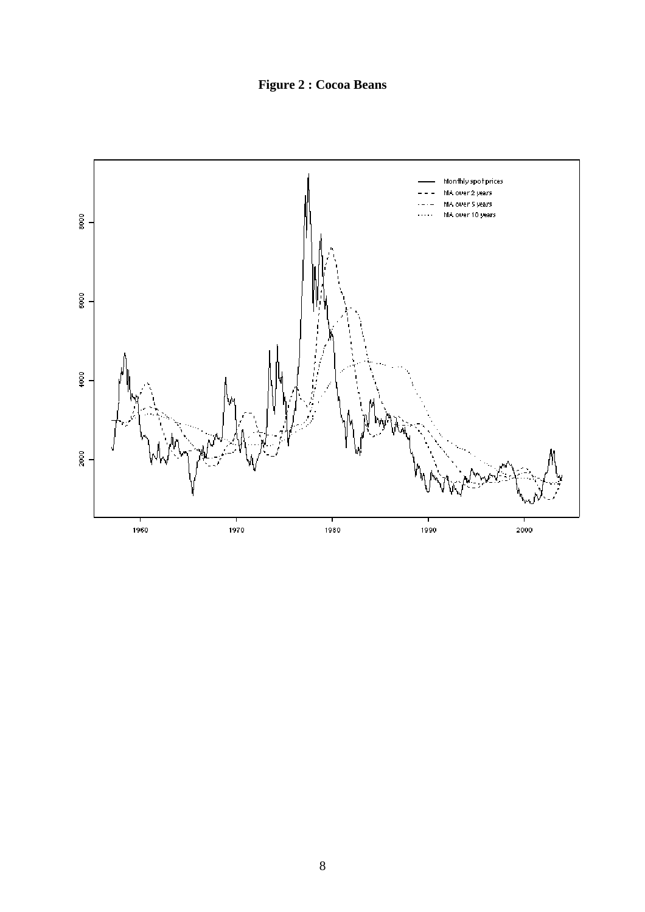**Figure 2 : Cocoa Beans**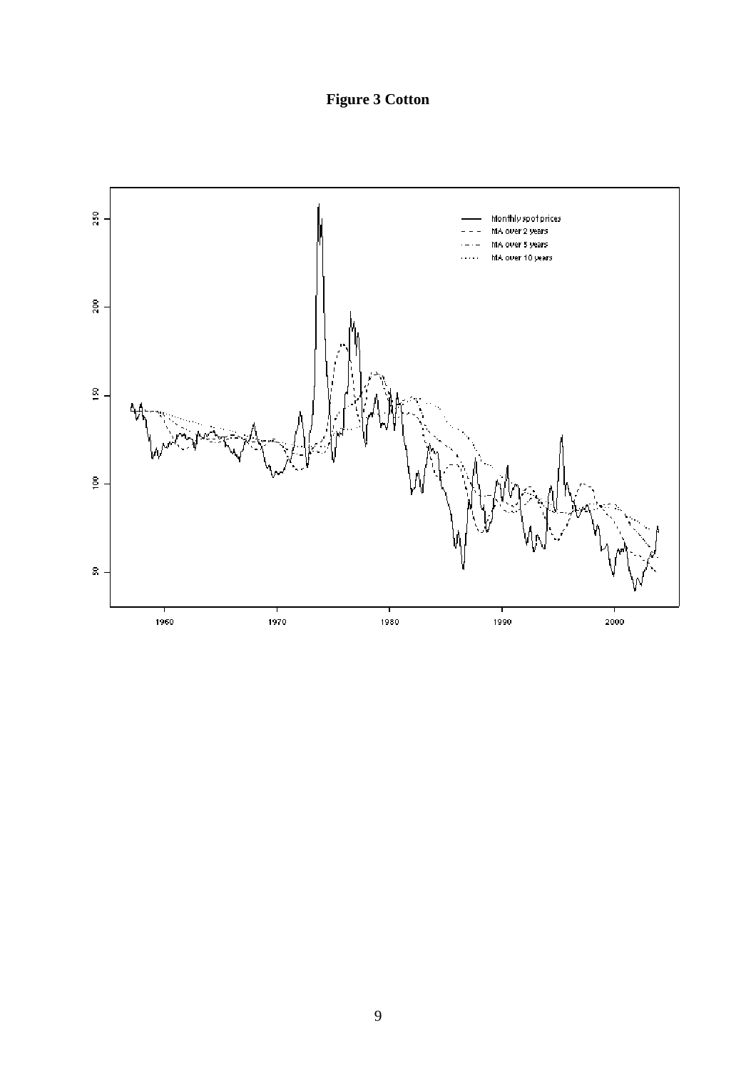**Figure 3 Cotton**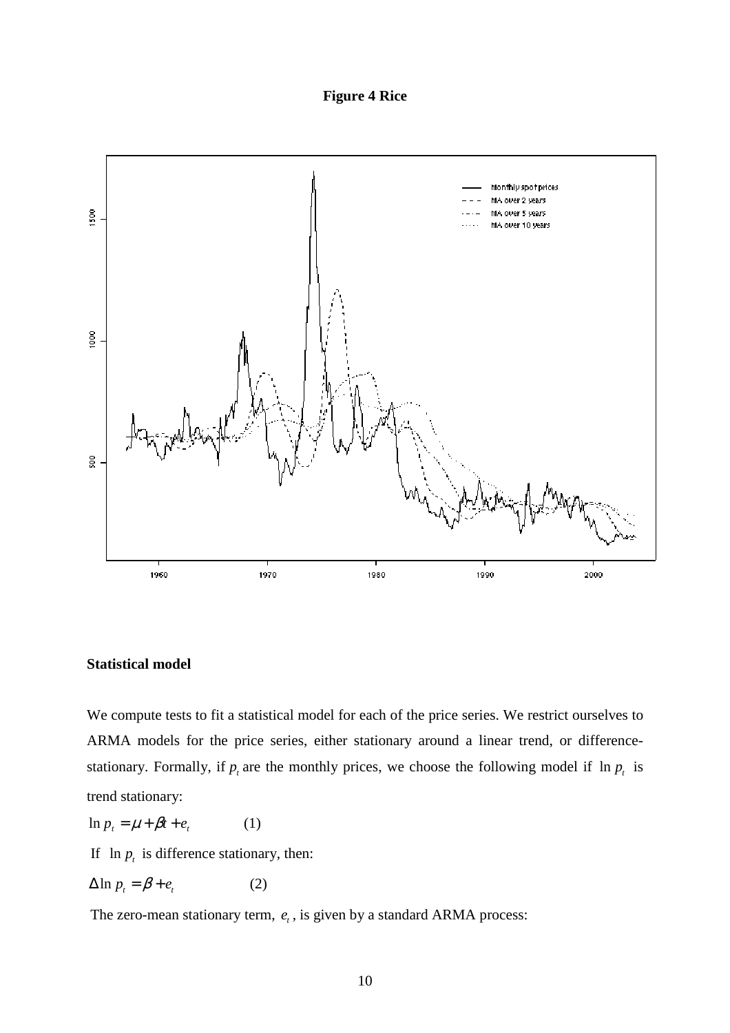**Figure 4 Rice**

**Statistical model**

We compute tests to fit a statistical model for each of the price series. We restrict ourselves to ARMA models for the price series, either stationary around a linear trend, or difference-stationary. Formally, if $p_t$ are the monthly prices, we choose the following model if $\ln p_t$ is trend stationary:

$$\ln p_t = \mu + \beta t + e_t \qquad (1)$$

If $\ln p_t$ is difference stationary, then:

$$\Delta \ln p_t = \beta + e_t \qquad (2)$$

The zero-mean stationary term, $e_t$, is given by a standard ARMA process: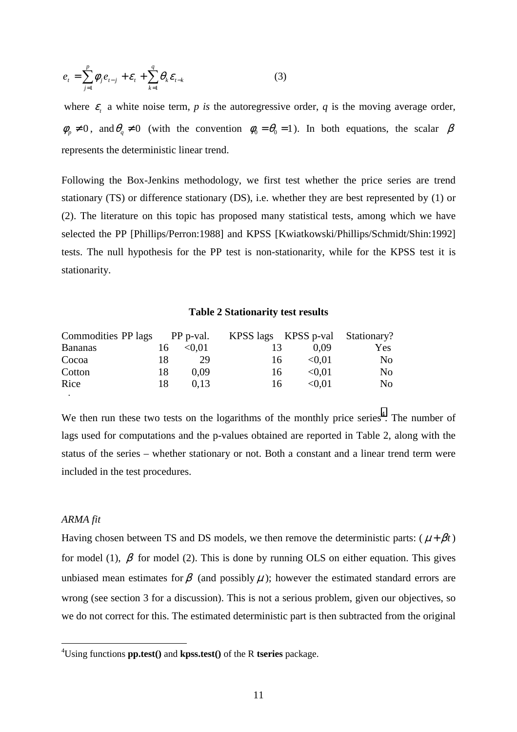$$e_t = \sum_{j=1}^{p} \varphi_j e_{t-j} + \varepsilon_t + \sum_{k=1}^{q} \theta_k \varepsilon_{t-k} \qquad (3)$$

where $\varepsilon_t$ a white noise term, *p is* the autoregressive order, *q* is the moving average order, $\varphi_p \neq 0$, and $\theta_q \neq 0$ (with the convention $\varphi_0 = \theta_0 = 1$). In both equations, the scalar $\beta$ represents the deterministic linear trend.

Following the Box-Jenkins methodology, we first test whether the price series are trend stationary (TS) or difference stationary (DS), i.e. whether they are best represented by (1) or (2). The literature on this topic has proposed many statistical tests, among which we have selected the PP [Phillips/Perron:1988] and KPSS [Kwiatkowski/Phillips/Schmidt/Shin:1992] tests. The null hypothesis for the PP test is non-stationarity, while for the KPSS test it is stationarity.

**Table 2 Stationarity test results**

| Commodities | PP lags | PP p-val. | KPSS lags | KPSS p-val | Stationary? |
|---|---|---|---|---|---|
| Bananas | 16 | <0,01 | 13 | 0,09 | Yes |
| Cocoa | 18 | 29 | 16 | <0,01 | No |
| Cotton | 18 | 0,09 | 16 | <0,01 | No |
| Rice | 18 | 0,13 | 16 | <0,01 | No |

We then run these two tests on the logarithms of the monthly price series[4]. The number of lags used for computations and the p-values obtained are reported in Table 2, along with the status of the series – whether stationary or not. Both a constant and a linear trend term were included in the test procedures.

*ARMA fit*

Having chosen between TS and DS models, we then remove the deterministic parts: ($\mu + \beta t$) for model (1), $\beta$ for model (2). This is done by running OLS on either equation. This gives unbiased mean estimates for $\beta$ (and possibly $\mu$); however the estimated standard errors are wrong (see section 3 for a discussion). This is not a serious problem, given our objectives, so we do not correct for this. The estimated deterministic part is then subtracted from the original

[4]Using functions **pp.test()** and **kpss.test()** of the R **tseries** package.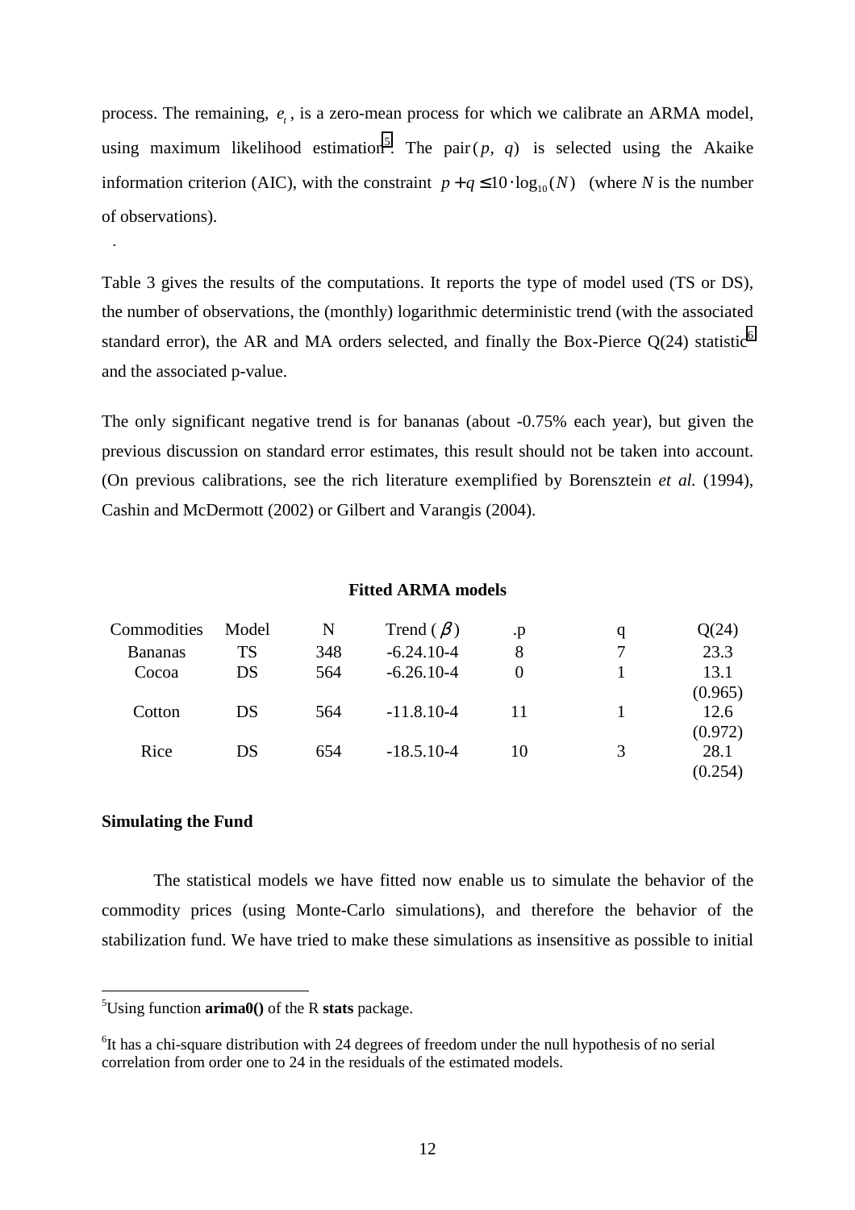process. The remaining, $e_t$, is a zero-mean process for which we calibrate an ARMA model, using maximum likelihood estimation[5]. The pair $(p, q)$ is selected using the Akaike information criterion (AIC), with the constraint $p + q \leq 10 \cdot \log_{10}(N)$ (where *N* is the number of observations).

.

Table 3 gives the results of the computations. It reports the type of model used (TS or DS), the number of observations, the (monthly) logarithmic deterministic trend (with the associated standard error), the AR and MA orders selected, and finally the Box-Pierce Q(24) statistic[6] and the associated p-value.

The only significant negative trend is for bananas (about -0.75% each year), but given the previous discussion on standard error estimates, this result should not be taken into account. (On previous calibrations, see the rich literature exemplified by Borensztein *et al.* (1994), Cashin and McDermott (2002) or Gilbert and Varangis (2004).

**Fitted ARMA models**

| Commodities | Model | N | Trend ($\beta$) | .p | q | Q(24) |
|---|---|---|---|---|---|---|
| Bananas | TS | 348 | -6.24.10-4 | 8 | 7 | 23.3 |
| Cocoa | DS | 564 | -6.26.10-4 | 0 | 1 | 13.1 (0.965) |
| Cotton | DS | 564 | -11.8.10-4 | 11 | 1 | 12.6 (0.972) |
| Rice | DS | 654 | -18.5.10-4 | 10 | 3 | 28.1 (0.254) |

**Simulating the Fund**

The statistical models we have fitted now enable us to simulate the behavior of the commodity prices (using Monte-Carlo simulations), and therefore the behavior of the stabilization fund. We have tried to make these simulations as insensitive as possible to initial

[5]Using function **arima0()** of the R **stats** package.

[6]It has a chi-square distribution with 24 degrees of freedom under the null hypothesis of no serial correlation from order one to 24 in the residuals of the estimated models.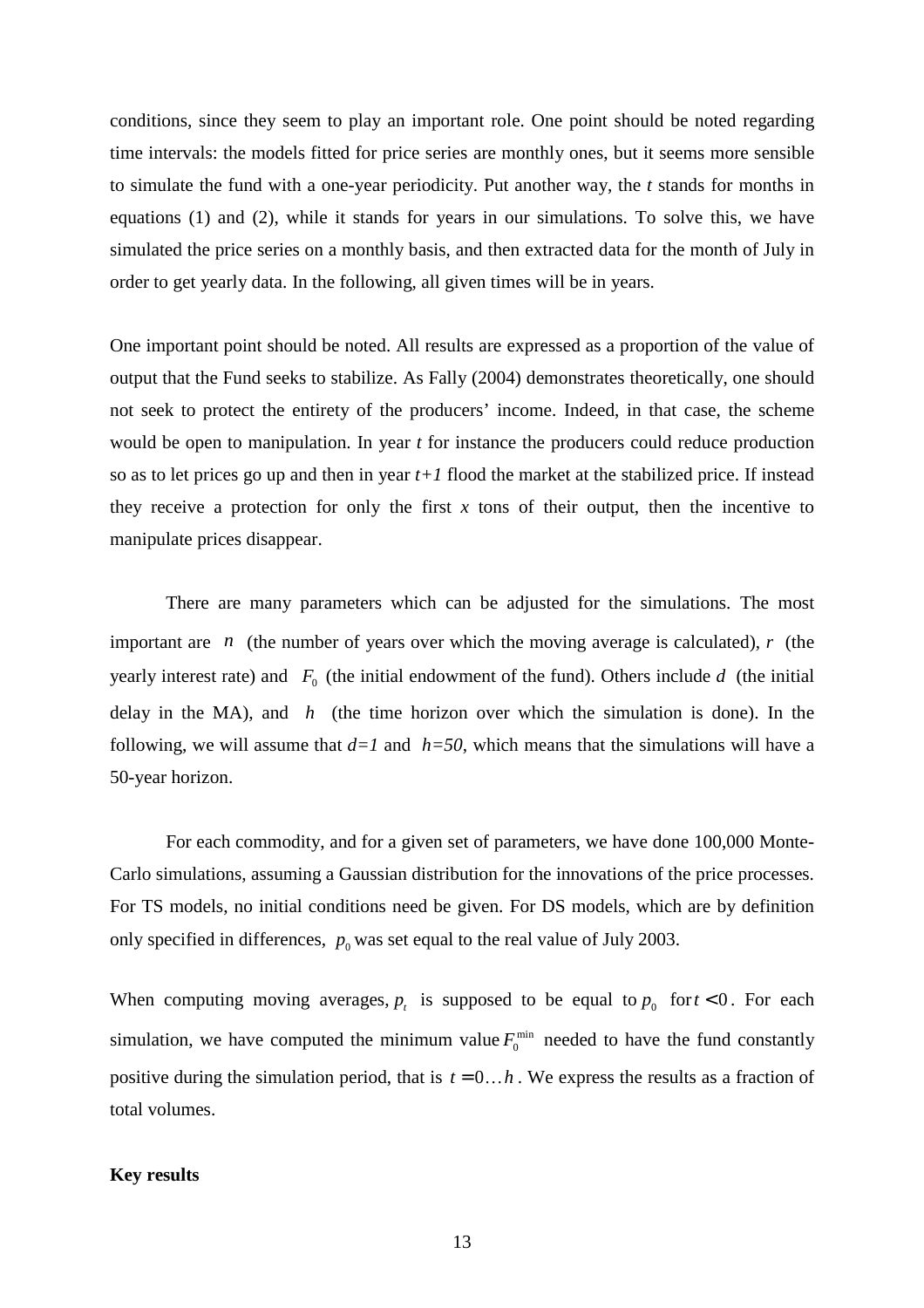conditions, since they seem to play an important role. One point should be noted regarding time intervals: the models fitted for price series are monthly ones, but it seems more sensible to simulate the fund with a one-year periodicity. Put another way, the $t$ stands for months in equations (1) and (2), while it stands for years in our simulations. To solve this, we have simulated the price series on a monthly basis, and then extracted data for the month of July in order to get yearly data. In the following, all given times will be in years.

One important point should be noted. All results are expressed as a proportion of the value of output that the Fund seeks to stabilize. As Fally (2004) demonstrates theoretically, one should not seek to protect the entirety of the producers' income. Indeed, in that case, the scheme would be open to manipulation. In year $t$ for instance the producers could reduce production so as to let prices go up and then in year $t+1$ flood the market at the stabilized price. If instead they receive a protection for only the first $x$ tons of their output, then the incentive to manipulate prices disappear.

There are many parameters which can be adjusted for the simulations. The most important are $n$ (the number of years over which the moving average is calculated), $r$ (the yearly interest rate) and $F_0$ (the initial endowment of the fund). Others include $d$ (the initial delay in the MA), and $h$ (the time horizon over which the simulation is done). In the following, we will assume that $d=1$ and $h=50$, which means that the simulations will have a 50-year horizon.

For each commodity, and for a given set of parameters, we have done 100,000 Monte-Carlo simulations, assuming a Gaussian distribution for the innovations of the price processes. For TS models, no initial conditions need be given. For DS models, which are by definition only specified in differences, $p_0$ was set equal to the real value of July 2003.

When computing moving averages, $p_t$ is supposed to be equal to $p_0$ for $t<0$. For each simulation, we have computed the minimum value $F_0^{\min}$ needed to have the fund constantly positive during the simulation period, that is $t=0\ldots h$. We express the results as a fraction of total volumes.

**Key results**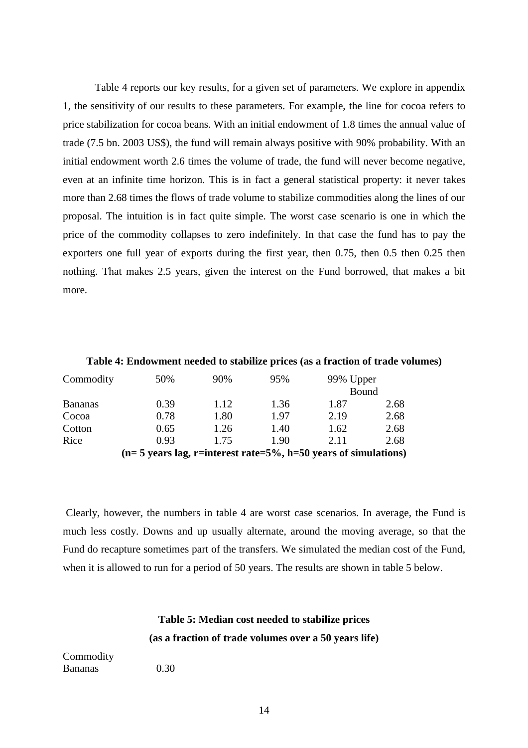Table 4 reports our key results, for a given set of parameters. We explore in appendix 1, the sensitivity of our results to these parameters. For example, the line for cocoa refers to price stabilization for cocoa beans. With an initial endowment of 1.8 times the annual value of trade (7.5 bn. 2003 US$), the fund will remain always positive with 90% probability. With an initial endowment worth 2.6 times the volume of trade, the fund will never become negative, even at an infinite time horizon. This is in fact a general statistical property: it never takes more than 2.68 times the flows of trade volume to stabilize commodities along the lines of our proposal. The intuition is in fact quite simple. The worst case scenario is one in which the price of the commodity collapses to zero indefinitely. In that case the fund has to pay the exporters one full year of exports during the first year, then 0.75, then 0.5 then 0.25 then nothing. That makes 2.5 years, given the interest on the Fund borrowed, that makes a bit more.

**Table 4: Endowment needed to stabilize prices (as a fraction of trade volumes)**

| Commodity | 50% | 90% | 95% | 99% | Upper Bound |
|---|---|---|---|---|---|
| Bananas | 0.39 | 1.12 | 1.36 | 1.87 | 2.68 |
| Cocoa | 0.78 | 1.80 | 1.97 | 2.19 | 2.68 |
| Cotton | 0.65 | 1.26 | 1.40 | 1.62 | 2.68 |
| Rice | 0.93 | 1.75 | 1.90 | 2.11 | 2.68 |

**(n= 5 years lag, r=interest rate=5%, h=50 years of simulations)**

Clearly, however, the numbers in table 4 are worst case scenarios. In average, the Fund is much less costly. Downs and up usually alternate, around the moving average, so that the Fund do recapture sometimes part of the transfers. We simulated the median cost of the Fund, when it is allowed to run for a period of 50 years. The results are shown in table 5 below.

**Table 5: Median cost needed to stabilize prices**

**(as a fraction of trade volumes over a 50 years life)**

| Commodity | |
|---|---|
| Bananas | 0.30 |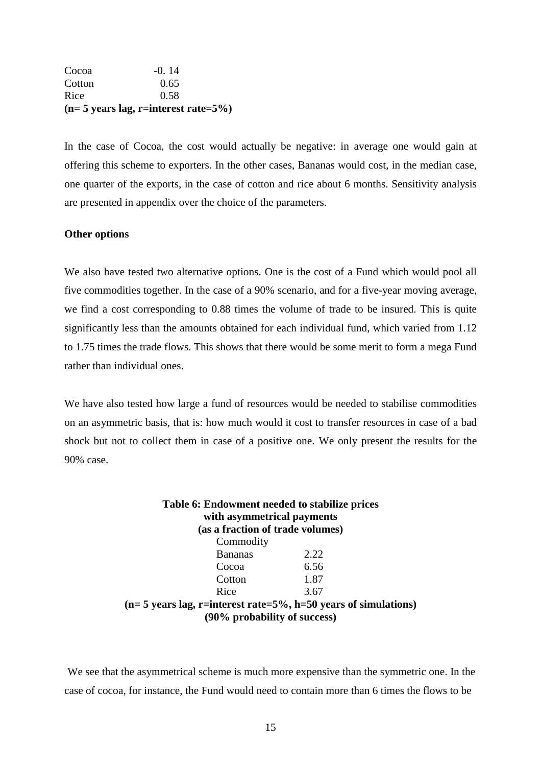| | |
|---|---|
| Cocoa | -0. 14 |
| Cotton | 0.65 |
| Rice | 0.58 |

**(n= 5 years lag, r=interest rate=5%)**

In the case of Cocoa, the cost would actually be negative: in average one would gain at offering this scheme to exporters. In the other cases, Bananas would cost, in the median case, one quarter of the exports, in the case of cotton and rice about 6 months. Sensitivity analysis are presented in appendix over the choice of the parameters.

**Other options**

We also have tested two alternative options. One is the cost of a Fund which would pool all five commodities together. In the case of a 90% scenario, and for a five-year moving average, we find a cost corresponding to 0.88 times the volume of trade to be insured. This is quite significantly less than the amounts obtained for each individual fund, which varied from 1.12 to 1.75 times the trade flows. This shows that there would be some merit to form a mega Fund rather than individual ones.

We have also tested how large a fund of resources would be needed to stabilise commodities on an asymmetric basis, that is: how much would it cost to transfer resources in case of a bad shock but not to collect them in case of a positive one. We only present the results for the 90% case.

**Table 6: Endowment needed to stabilize prices with asymmetrical payments (as a fraction of trade volumes)**

| Commodity | |
|---|---|
| Bananas | 2.22 |
| Cocoa | 6.56 |
| Cotton | 1.87 |
| Rice | 3.67 |

**(n= 5 years lag, r=interest rate=5%, h=50 years of simulations)**
**(90% probability of success)**

We see that the asymmetrical scheme is much more expensive than the symmetric one. In the case of cocoa, for instance, the Fund would need to contain more than 6 times the flows to be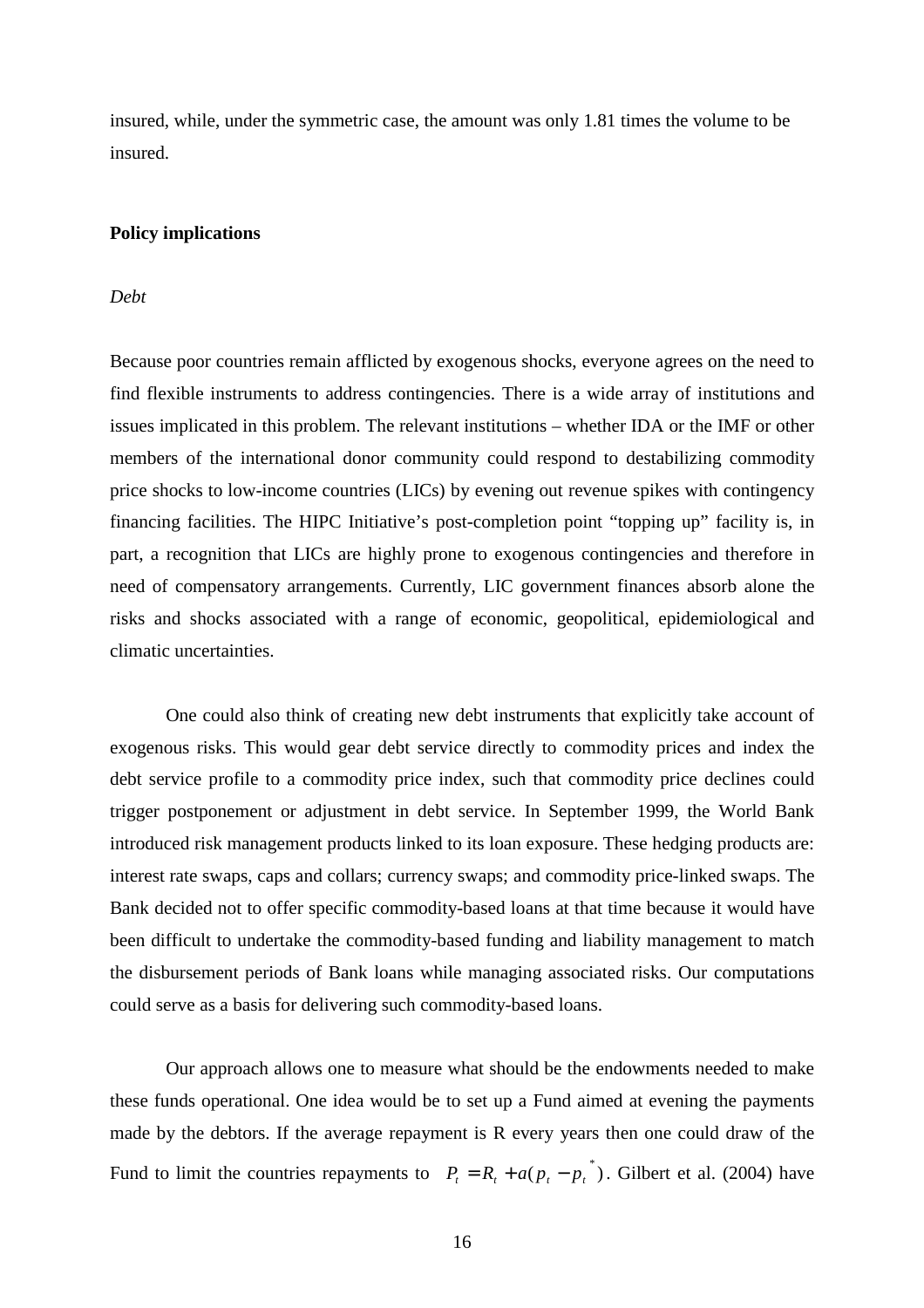insured, while, under the symmetric case, the amount was only 1.81 times the volume to be insured.

## Policy implications

*Debt*

Because poor countries remain afflicted by exogenous shocks, everyone agrees on the need to find flexible instruments to address contingencies. There is a wide array of institutions and issues implicated in this problem. The relevant institutions – whether IDA or the IMF or other members of the international donor community could respond to destabilizing commodity price shocks to low-income countries (LICs) by evening out revenue spikes with contingency financing facilities. The HIPC Initiative's post-completion point "topping up" facility is, in part, a recognition that LICs are highly prone to exogenous contingencies and therefore in need of compensatory arrangements. Currently, LIC government finances absorb alone the risks and shocks associated with a range of economic, geopolitical, epidemiological and climatic uncertainties.

One could also think of creating new debt instruments that explicitly take account of exogenous risks. This would gear debt service directly to commodity prices and index the debt service profile to a commodity price index, such that commodity price declines could trigger postponement or adjustment in debt service. In September 1999, the World Bank introduced risk management products linked to its loan exposure. These hedging products are: interest rate swaps, caps and collars; currency swaps; and commodity price-linked swaps. The Bank decided not to offer specific commodity-based loans at that time because it would have been difficult to undertake the commodity-based funding and liability management to match the disbursement periods of Bank loans while managing associated risks. Our computations could serve as a basis for delivering such commodity-based loans.

Our approach allows one to measure what should be the endowments needed to make these funds operational. One idea would be to set up a Fund aimed at evening the payments made by the debtors. If the average repayment is R every years then one could draw of the Fund to limit the countries repayments to $P_t = R_t + a(p_t - p_t^{\,*})$. Gilbert et al. (2004) have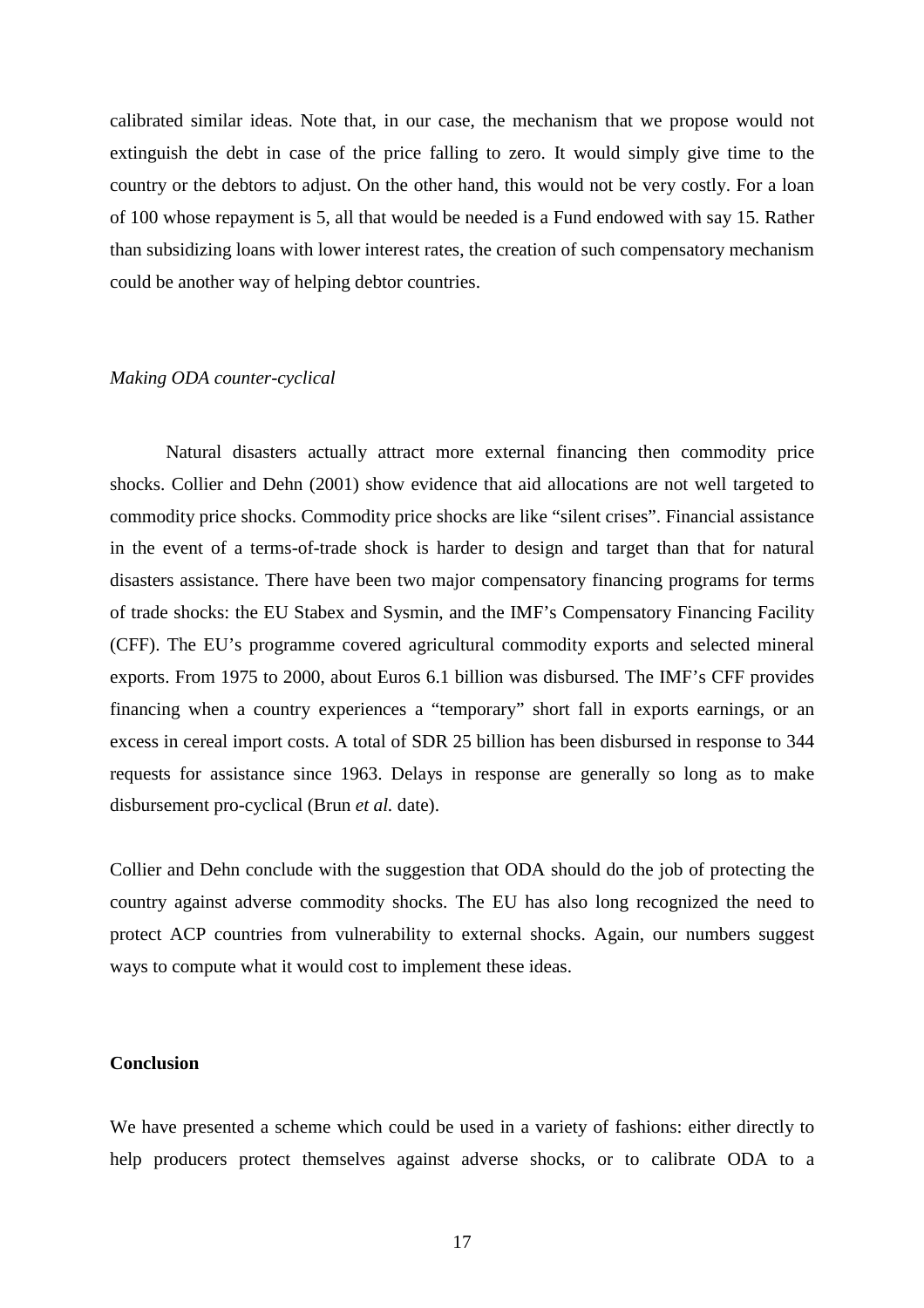calibrated similar ideas. Note that, in our case, the mechanism that we propose would not extinguish the debt in case of the price falling to zero. It would simply give time to the country or the debtors to adjust. On the other hand, this would not be very costly. For a loan of 100 whose repayment is 5, all that would be needed is a Fund endowed with say 15. Rather than subsidizing loans with lower interest rates, the creation of such compensatory mechanism could be another way of helping debtor countries.

*Making ODA counter-cyclical*

Natural disasters actually attract more external financing then commodity price shocks. Collier and Dehn (2001) show evidence that aid allocations are not well targeted to commodity price shocks. Commodity price shocks are like "silent crises". Financial assistance in the event of a terms-of-trade shock is harder to design and target than that for natural disasters assistance. There have been two major compensatory financing programs for terms of trade shocks: the EU Stabex and Sysmin, and the IMF's Compensatory Financing Facility (CFF). The EU's programme covered agricultural commodity exports and selected mineral exports. From 1975 to 2000, about Euros 6.1 billion was disbursed. The IMF's CFF provides financing when a country experiences a "temporary" short fall in exports earnings, or an excess in cereal import costs. A total of SDR 25 billion has been disbursed in response to 344 requests for assistance since 1963. Delays in response are generally so long as to make disbursement pro-cyclical (Brun *et al.* date).

Collier and Dehn conclude with the suggestion that ODA should do the job of protecting the country against adverse commodity shocks. The EU has also long recognized the need to protect ACP countries from vulnerability to external shocks. Again, our numbers suggest ways to compute what it would cost to implement these ideas.

**Conclusion**

We have presented a scheme which could be used in a variety of fashions: either directly to help producers protect themselves against adverse shocks, or to calibrate ODA to a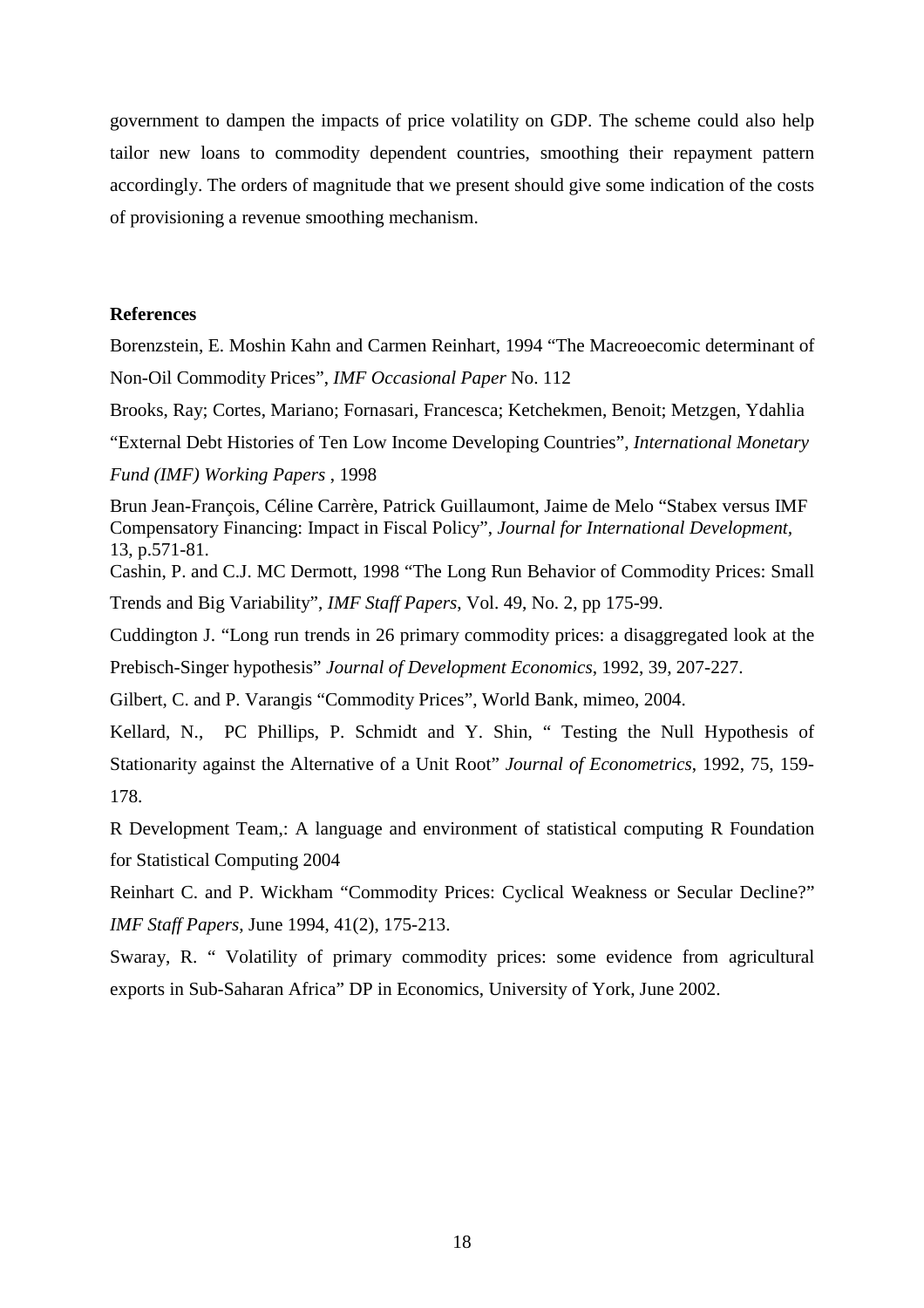government to dampen the impacts of price volatility on GDP. The scheme could also help tailor new loans to commodity dependent countries, smoothing their repayment pattern accordingly. The orders of magnitude that we present should give some indication of the costs of provisioning a revenue smoothing mechanism.

**References**

Borenzstein, E. Moshin Kahn and Carmen Reinhart, 1994 "The Macreoecomic determinant of Non-Oil Commodity Prices", *IMF Occasional Paper* No. 112

Brooks, Ray; Cortes, Mariano; Fornasari, Francesca; Ketchekmen, Benoit; Metzgen, Ydahlia "External Debt Histories of Ten Low Income Developing Countries", *International Monetary Fund (IMF) Working Papers* , 1998

Brun Jean-François, Céline Carrère, Patrick Guillaumont, Jaime de Melo "Stabex versus IMF Compensatory Financing: Impact in Fiscal Policy", *Journal for International Development*, 13, p.571-81.

Cashin, P. and C.J. MC Dermott, 1998 "The Long Run Behavior of Commodity Prices: Small Trends and Big Variability", *IMF Staff Papers*, Vol. 49, No. 2, pp 175-99.

Cuddington J. "Long run trends in 26 primary commodity prices: a disaggregated look at the Prebisch-Singer hypothesis" *Journal of Development Economics*, 1992, 39, 207-227.

Gilbert, C. and P. Varangis "Commodity Prices", World Bank, mimeo, 2004.

Kellard, N., PC Phillips, P. Schmidt and Y. Shin, " Testing the Null Hypothesis of Stationarity against the Alternative of a Unit Root" *Journal of Econometrics*, 1992, 75, 159-178.

R Development Team,: A language and environment of statistical computing R Foundation for Statistical Computing 2004

Reinhart C. and P. Wickham "Commodity Prices: Cyclical Weakness or Secular Decline?" *IMF Staff Papers*, June 1994, 41(2), 175-213.

Swaray, R. " Volatility of primary commodity prices: some evidence from agricultural exports in Sub-Saharan Africa" DP in Economics, University of York, June 2002.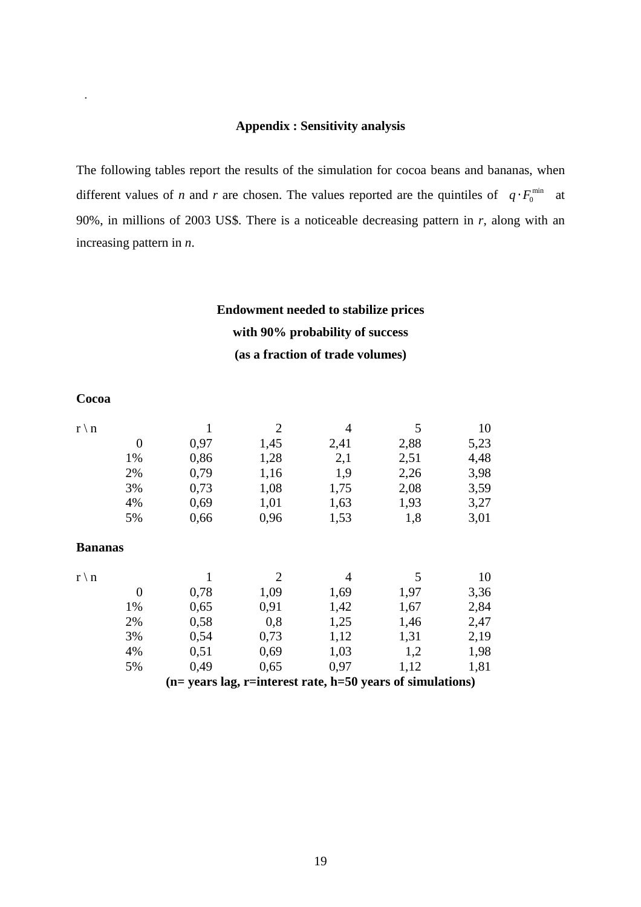## Appendix : Sensitivity analysis

The following tables report the results of the simulation for cocoa beans and bananas, when different values of *n* and *r* are chosen. The values reported are the quintiles of $q \cdot F_0^{\min}$ at 90%, in millions of 2003 US$. There is a noticeable decreasing pattern in *r*, along with an increasing pattern in *n*.

**Endowment needed to stabilize prices**
**with 90% probability of success**
**(as a fraction of trade volumes)**

**Cocoa**

| r \ n | 1 | 2 | 4 | 5 | 10 |
|---|---|---|---|---|---|
| 0 | 0,97 | 1,45 | 2,41 | 2,88 | 5,23 |
| 1% | 0,86 | 1,28 | 2,1 | 2,51 | 4,48 |
| 2% | 0,79 | 1,16 | 1,9 | 2,26 | 3,98 |
| 3% | 0,73 | 1,08 | 1,75 | 2,08 | 3,59 |
| 4% | 0,69 | 1,01 | 1,63 | 1,93 | 3,27 |
| 5% | 0,66 | 0,96 | 1,53 | 1,8 | 3,01 |

**Bananas**

| r \ n | 1 | 2 | 4 | 5 | 10 |
|---|---|---|---|---|---|
| 0 | 0,78 | 1,09 | 1,69 | 1,97 | 3,36 |
| 1% | 0,65 | 0,91 | 1,42 | 1,67 | 2,84 |
| 2% | 0,58 | 0,8 | 1,25 | 1,46 | 2,47 |
| 3% | 0,54 | 0,73 | 1,12 | 1,31 | 2,19 |
| 4% | 0,51 | 0,69 | 1,03 | 1,2 | 1,98 |
| 5% | 0,49 | 0,65 | 0,97 | 1,12 | 1,81 |

**(n= years lag, r=interest rate, h=50 years of simulations)**